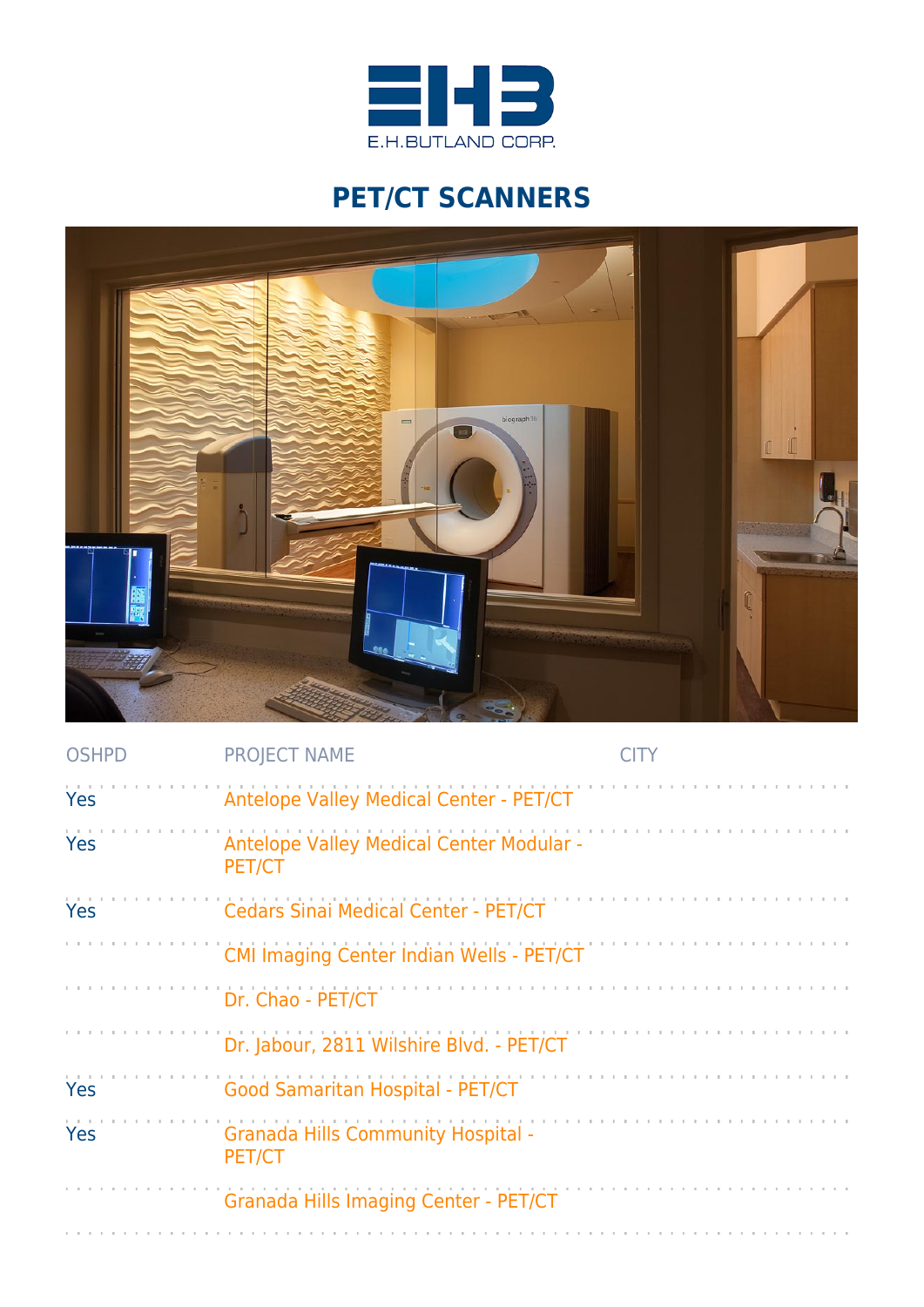E.H.BUTLAND CORP.

# PET/CT SCANNERS

| OSHPD | PROJECT NAME | CITY |
|---|---|---|
| Yes | Antelope Valley Medical Center - PET/CT | |
| Yes | Antelope Valley Medical Center Modular - PET/CT | |
| Yes | Cedars Sinai Medical Center - PET/CT | |
| | CMI Imaging Center Indian Wells - PET/CT | |
| | Dr. Chao - PET/CT | |
| | Dr. Jabour, 2811 Wilshire Blvd. - PET/CT | |
| Yes | Good Samaritan Hospital - PET/CT | |
| Yes | Granada Hills Community Hospital - PET/CT | |
| | Granada Hills Imaging Center - PET/CT | |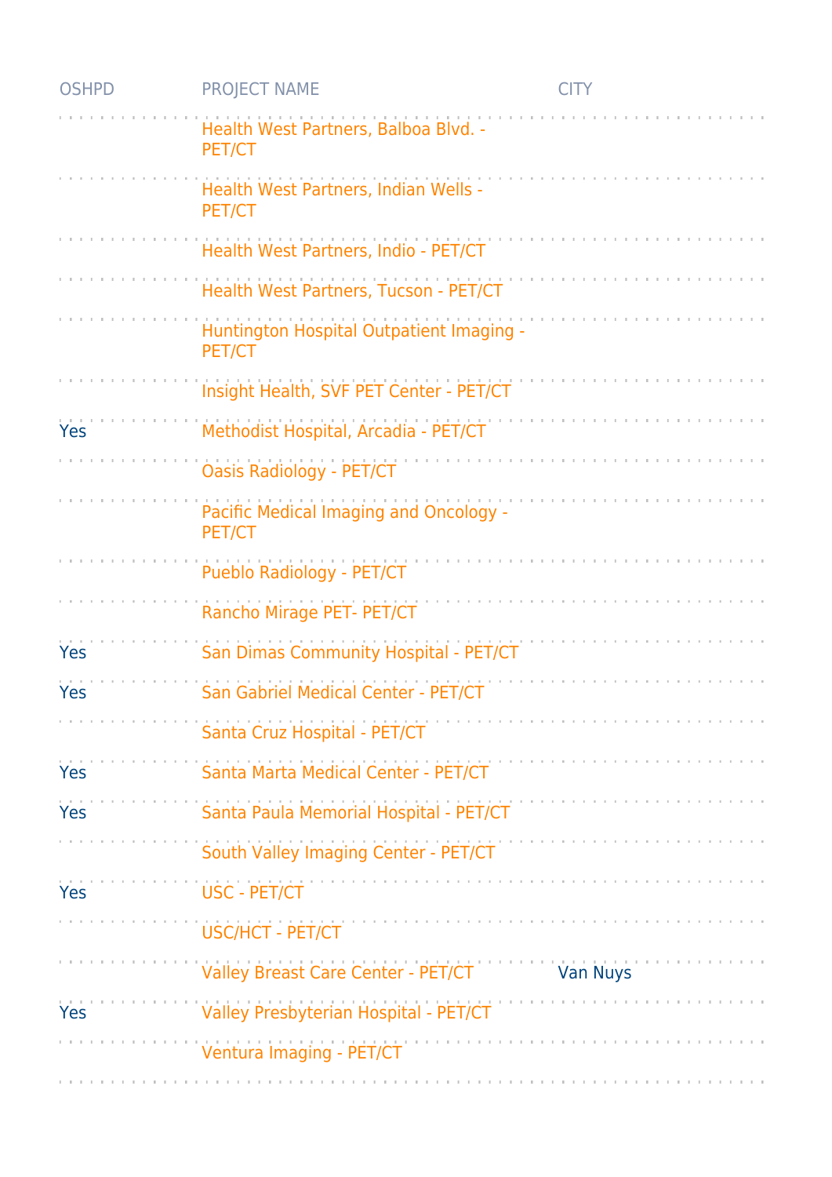| OSHPD | PROJECT NAME | CITY |
|---|---|---|
| | Health West Partners, Balboa Blvd. - PET/CT | |
| | Health West Partners, Indian Wells - PET/CT | |
| | Health West Partners, Indio - PET/CT | |
| | Health West Partners, Tucson - PET/CT | |
| | Huntington Hospital Outpatient Imaging - PET/CT | |
| | Insight Health, SVF PET Center - PET/CT | |
| Yes | Methodist Hospital, Arcadia - PET/CT | |
| | Oasis Radiology - PET/CT | |
| | Pacific Medical Imaging and Oncology - PET/CT | |
| | Pueblo Radiology - PET/CT | |
| | Rancho Mirage PET- PET/CT | |
| Yes | San Dimas Community Hospital - PET/CT | |
| Yes | San Gabriel Medical Center - PET/CT | |
| | Santa Cruz Hospital - PET/CT | |
| Yes | Santa Marta Medical Center - PET/CT | |
| Yes | Santa Paula Memorial Hospital - PET/CT | |
| | South Valley Imaging Center - PET/CT | |
| Yes | USC - PET/CT | |
| | USC/HCT - PET/CT | |
| | Valley Breast Care Center - PET/CT | Van Nuys |
| Yes | Valley Presbyterian Hospital - PET/CT | |
| | Ventura Imaging - PET/CT | |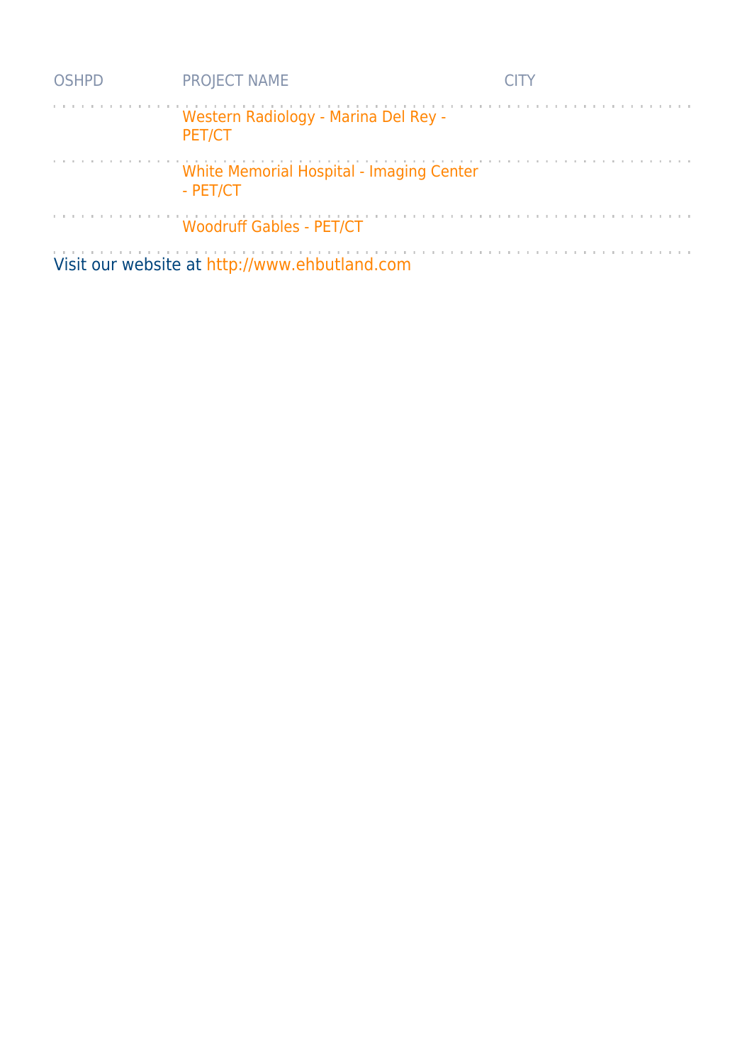| OSHPD | PROJECT NAME | CITY |
| --- | --- | --- |
| | Western Radiology - Marina Del Rey - PET/CT | |
| | White Memorial Hospital - Imaging Center - PET/CT | |
| | Woodruff Gables - PET/CT | |

Visit our website at http://www.ehbutland.com